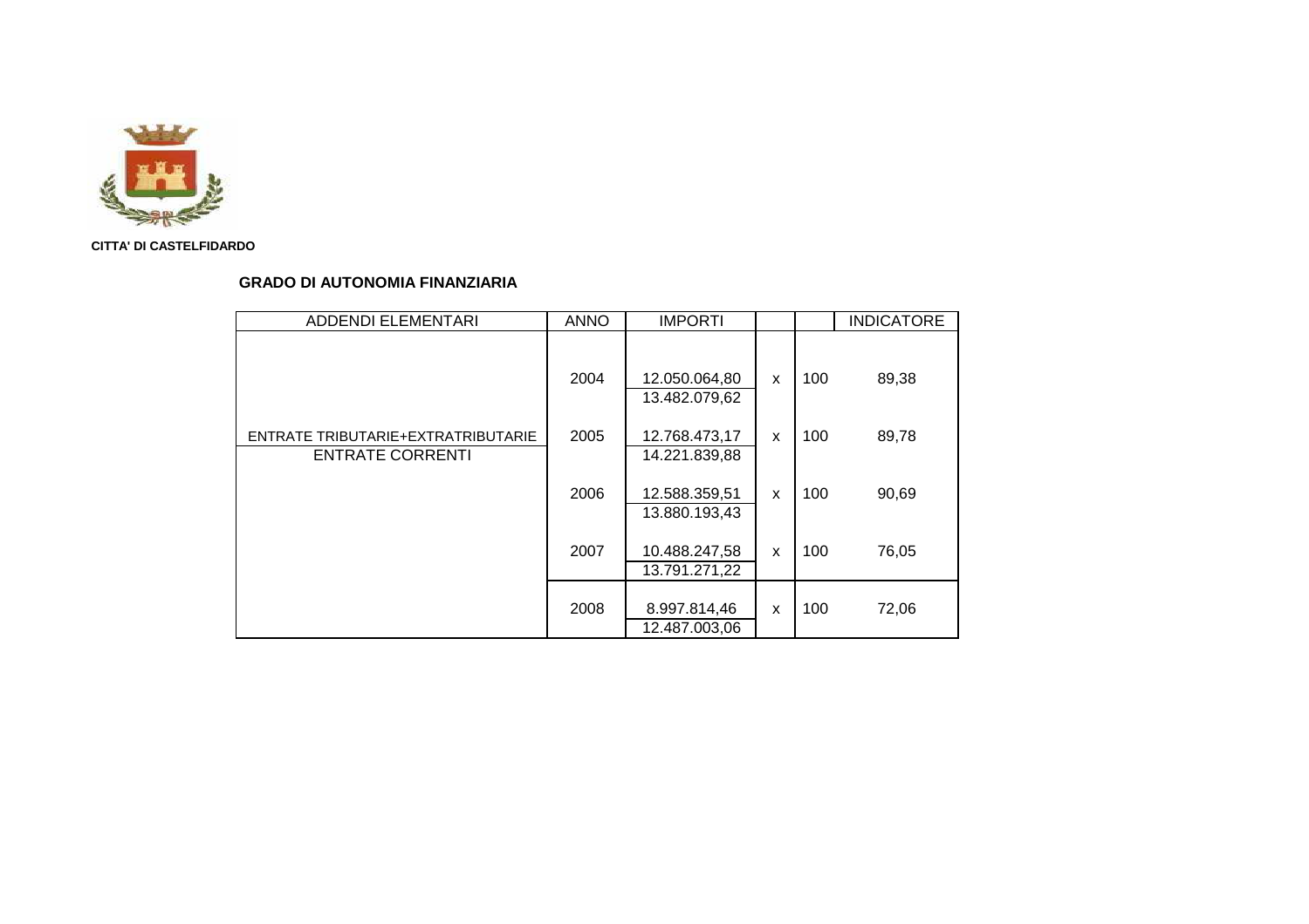**CITTA' DI CASTELFIDARDO**

## GRADO DI AUTONOMIA FINANZIARIA

| ADDENDI ELEMENTARI | ANNO | IMPORTI | | | INDICATORE |
|---|---|---|---|---|---|
| | 2004 | 12.050.064,80 / 13.482.079,62 | x | 100 | 89,38 |
| ENTRATE TRIBUTARIE+EXTRATRIBUTARIE / ENTRATE CORRENTI | 2005 | 12.768.473,17 / 14.221.839,88 | x | 100 | 89,78 |
| | 2006 | 12.588.359,51 / 13.880.193,43 | x | 100 | 90,69 |
| | 2007 | 10.488.247,58 / 13.791.271,22 | x | 100 | 76,05 |
| | 2008 | 8.997.814,46 / 12.487.003,06 | x | 100 | 72,06 |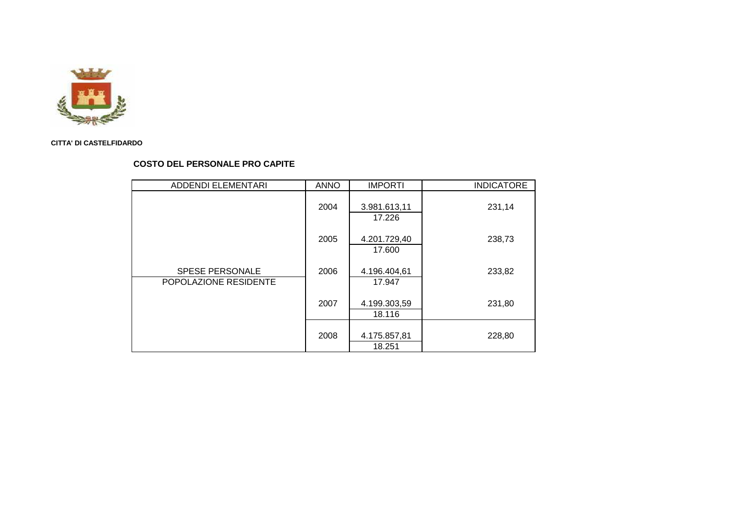**CITTA' DI CASTELFIDARDO**

## COSTO DEL PERSONALE PRO CAPITE

| ADDENDI ELEMENTARI | ANNO | IMPORTI | INDICATORE |
|---|---|---|---|
| | 2004 | 3.981.613,11 | 231,14 |
| | | 17.226 | |
| | 2005 | 4.201.729,40 | 238,73 |
| | | 17.600 | |
| SPESE PERSONALE | 2006 | 4.196.404,61 | 233,82 |
| POPOLAZIONE RESIDENTE | | 17.947 | |
| | 2007 | 4.199.303,59 | 231,80 |
| | | 18.116 | |
| | 2008 | 4.175.857,81 | 228,80 |
| | | 18.251 | |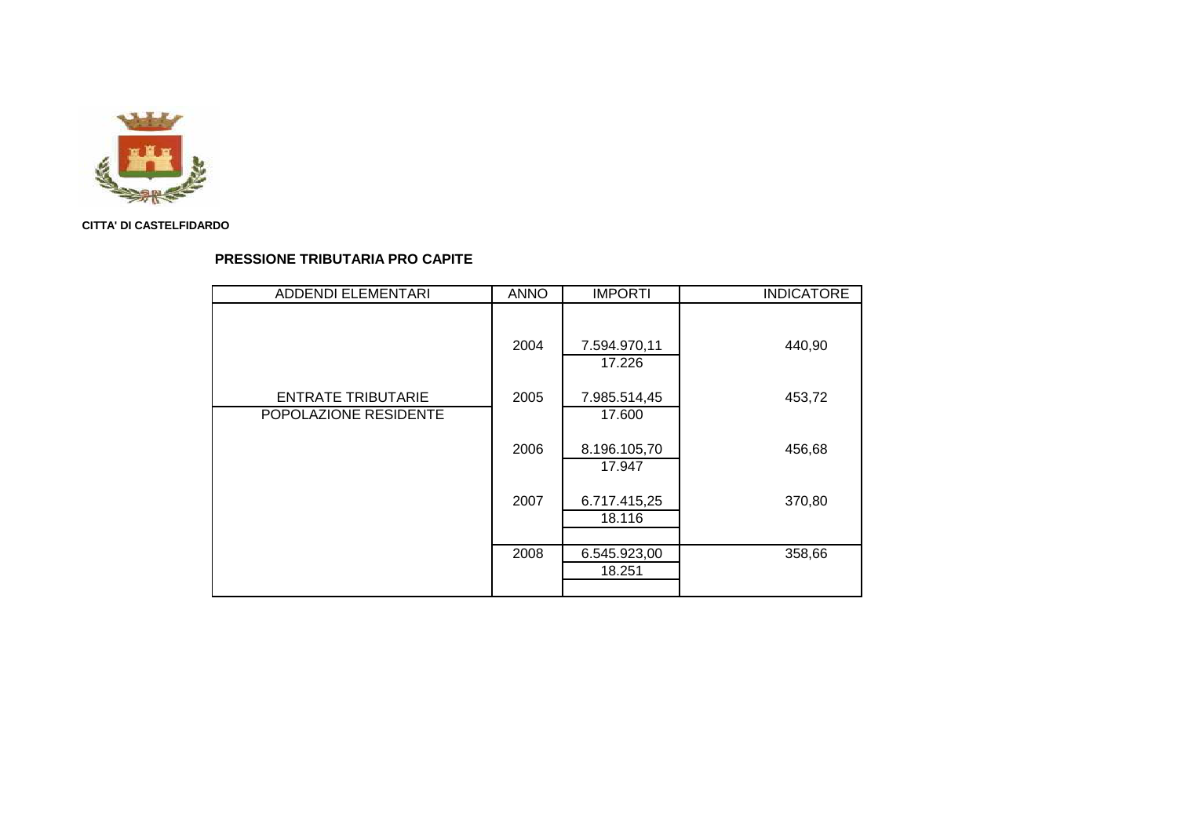**CITTA' DI CASTELFIDARDO**

## PRESSIONE TRIBUTARIA PRO CAPITE

| ADDENDI ELEMENTARI | ANNO | IMPORTI | INDICATORE |
|---|---|---|---|
| ENTRATE TRIBUTARIE / POPOLAZIONE RESIDENTE | 2004 | 7.594.970,11 / 17.226 | 440,90 |
| | 2005 | 7.985.514,45 / 17.600 | 453,72 |
| | 2006 | 8.196.105,70 / 17.947 | 456,68 |
| | 2007 | 6.717.415,25 / 18.116 | 370,80 |
| | 2008 | 6.545.923,00 / 18.251 | 358,66 |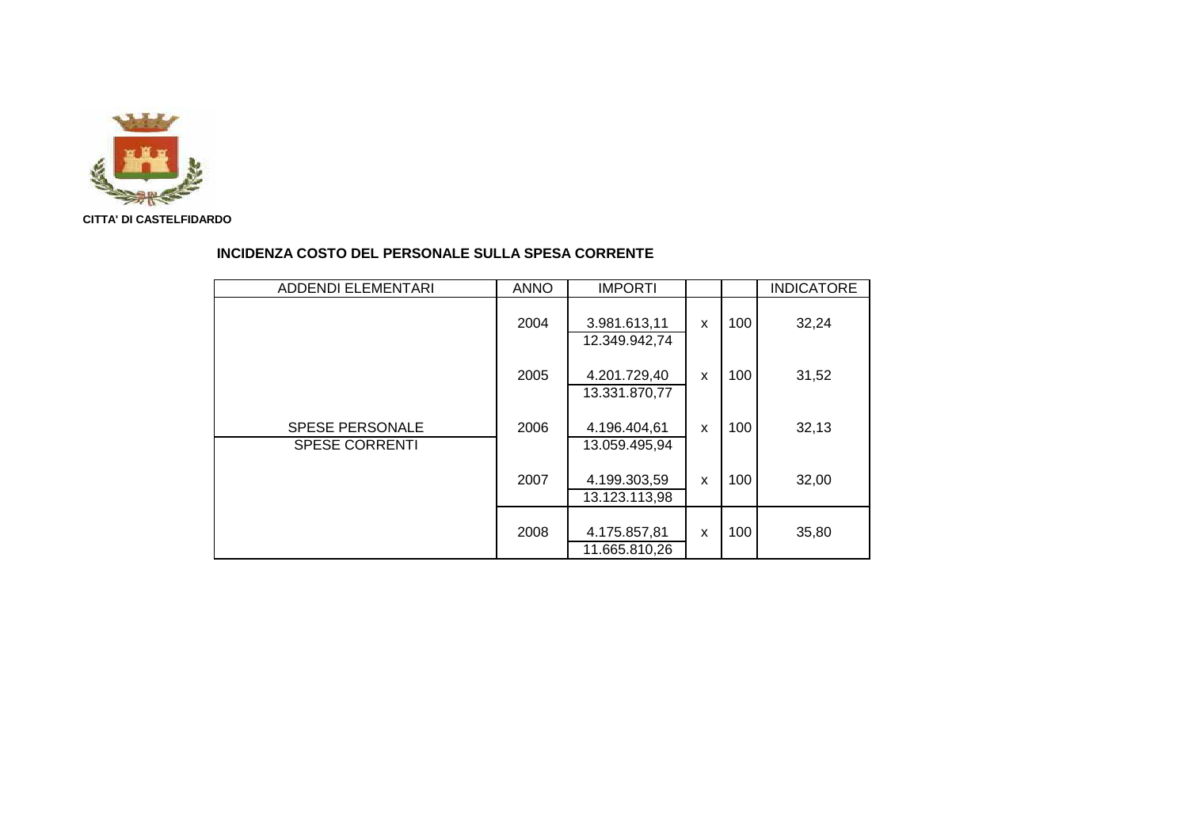**CITTA' DI CASTELFIDARDO**

## INCIDENZA COSTO DEL PERSONALE SULLA SPESA CORRENTE

| ADDENDI ELEMENTARI | ANNO | IMPORTI | | | INDICATORE |
|---|---|---|---|---|---|
| | 2004 | 3.981.613,11 / 12.349.942,74 | x | 100 | 32,24 |
| | 2005 | 4.201.729,40 / 13.331.870,77 | x | 100 | 31,52 |
| SPESE PERSONALE / SPESE CORRENTI | 2006 | 4.196.404,61 / 13.059.495,94 | x | 100 | 32,13 |
| | 2007 | 4.199.303,59 / 13.123.113,98 | x | 100 | 32,00 |
| | 2008 | 4.175.857,81 / 11.665.810,26 | x | 100 | 35,80 |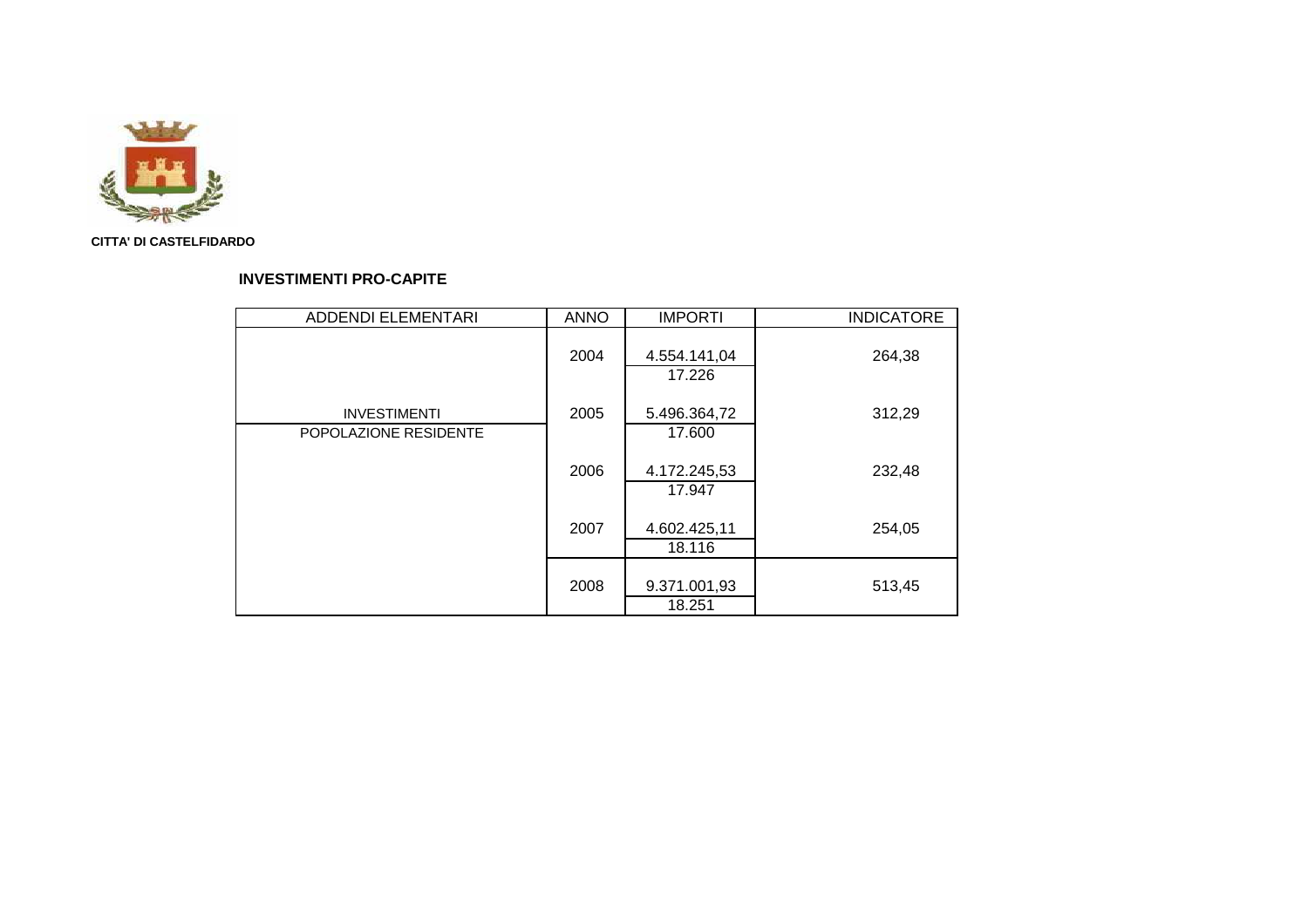**CITTA' DI CASTELFIDARDO**

## INVESTIMENTI PRO-CAPITE

| ADDENDI ELEMENTARI | ANNO | IMPORTI | INDICATORE |
|---|---|---|---|
| | 2004 | 4.554.141,04 / 17.226 | 264,38 |
| INVESTIMENTI / POPOLAZIONE RESIDENTE | 2005 | 5.496.364,72 / 17.600 | 312,29 |
| | 2006 | 4.172.245,53 / 17.947 | 232,48 |
| | 2007 | 4.602.425,11 / 18.116 | 254,05 |
| | 2008 | 9.371.001,93 / 18.251 | 513,45 |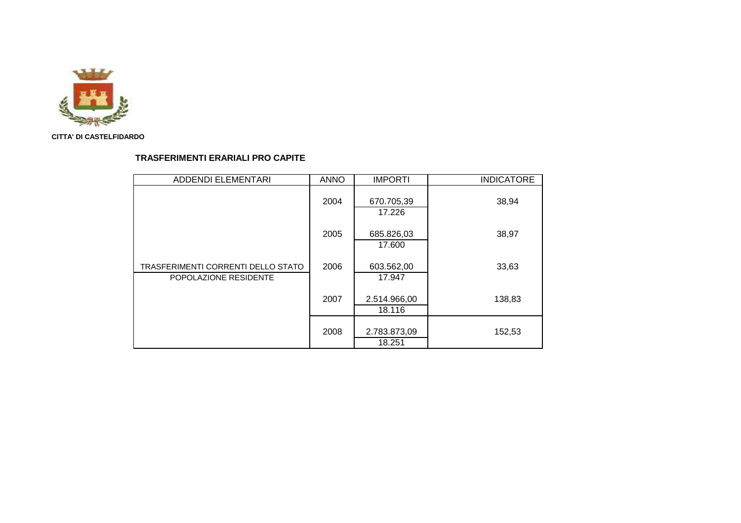**CITTA' DI CASTELFIDARDO**

## TRASFERIMENTI ERARIALI PRO CAPITE

| ADDENDI ELEMENTARI | ANNO | IMPORTI | INDICATORE |
|---|---|---|---|
| | 2004 | 670.705,39 / 17.226 | 38,94 |
| | 2005 | 685.826,03 / 17.600 | 38,97 |
| TRASFERIMENTI CORRENTI DELLO STATO / POPOLAZIONE RESIDENTE | 2006 | 603.562,00 / 17.947 | 33,63 |
| | 2007 | 2.514.966,00 / 18.116 | 138,83 |
| | 2008 | 2.783.873,09 / 18.251 | 152,53 |